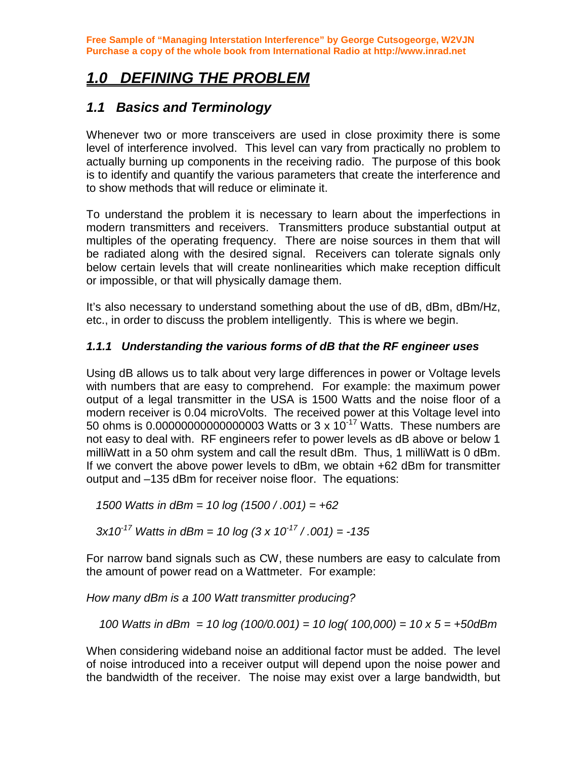Free Sample of "Managing Interstation Interference" by George Cutsogeorge, W2VJN
Purchase a copy of the whole book from International Radio at http://www.inrad.net

# 1.0 DEFINING THE PROBLEM

## 1.1 Basics and Terminology

Whenever two or more transceivers are used in close proximity there is some level of interference involved. This level can vary from practically no problem to actually burning up components in the receiving radio. The purpose of this book is to identify and quantify the various parameters that create the interference and to show methods that will reduce or eliminate it.

To understand the problem it is necessary to learn about the imperfections in modern transmitters and receivers. Transmitters produce substantial output at multiples of the operating frequency. There are noise sources in them that will be radiated along with the desired signal. Receivers can tolerate signals only below certain levels that will create nonlinearities which make reception difficult or impossible, or that will physically damage them.

It's also necessary to understand something about the use of dB, dBm, dBm/Hz, etc., in order to discuss the problem intelligently. This is where we begin.

### 1.1.1 Understanding the various forms of dB that the RF engineer uses

Using dB allows us to talk about very large differences in power or Voltage levels with numbers that are easy to comprehend. For example: the maximum power output of a legal transmitter in the USA is 1500 Watts and the noise floor of a modern receiver is 0.04 microVolts. The received power at this Voltage level into 50 ohms is 0.00000000000000003 Watts or $3 \times 10^{-17}$ Watts. These numbers are not easy to deal with. RF engineers refer to power levels as dB above or below 1 milliWatt in a 50 ohm system and call the result dBm. Thus, 1 milliWatt is 0 dBm. If we convert the above power levels to dBm, we obtain +62 dBm for transmitter output and –135 dBm for receiver noise floor. The equations:

$$1500 \text{ Watts in dBm} = 10 \log (1500 / .001) = +62$$

$$3 \times 10^{-17} \text{ Watts in dBm} = 10 \log (3 \times 10^{-17} / .001) = -135$$

For narrow band signals such as CW, these numbers are easy to calculate from the amount of power read on a Wattmeter. For example:

*How many dBm is a 100 Watt transmitter producing?*

$$100 \text{ Watts in dBm} = 10 \log (100/0.001) = 10 \log(100{,}000) = 10 \times 5 = +50\text{dBm}$$

When considering wideband noise an additional factor must be added. The level of noise introduced into a receiver output will depend upon the noise power and the bandwidth of the receiver. The noise may exist over a large bandwidth, but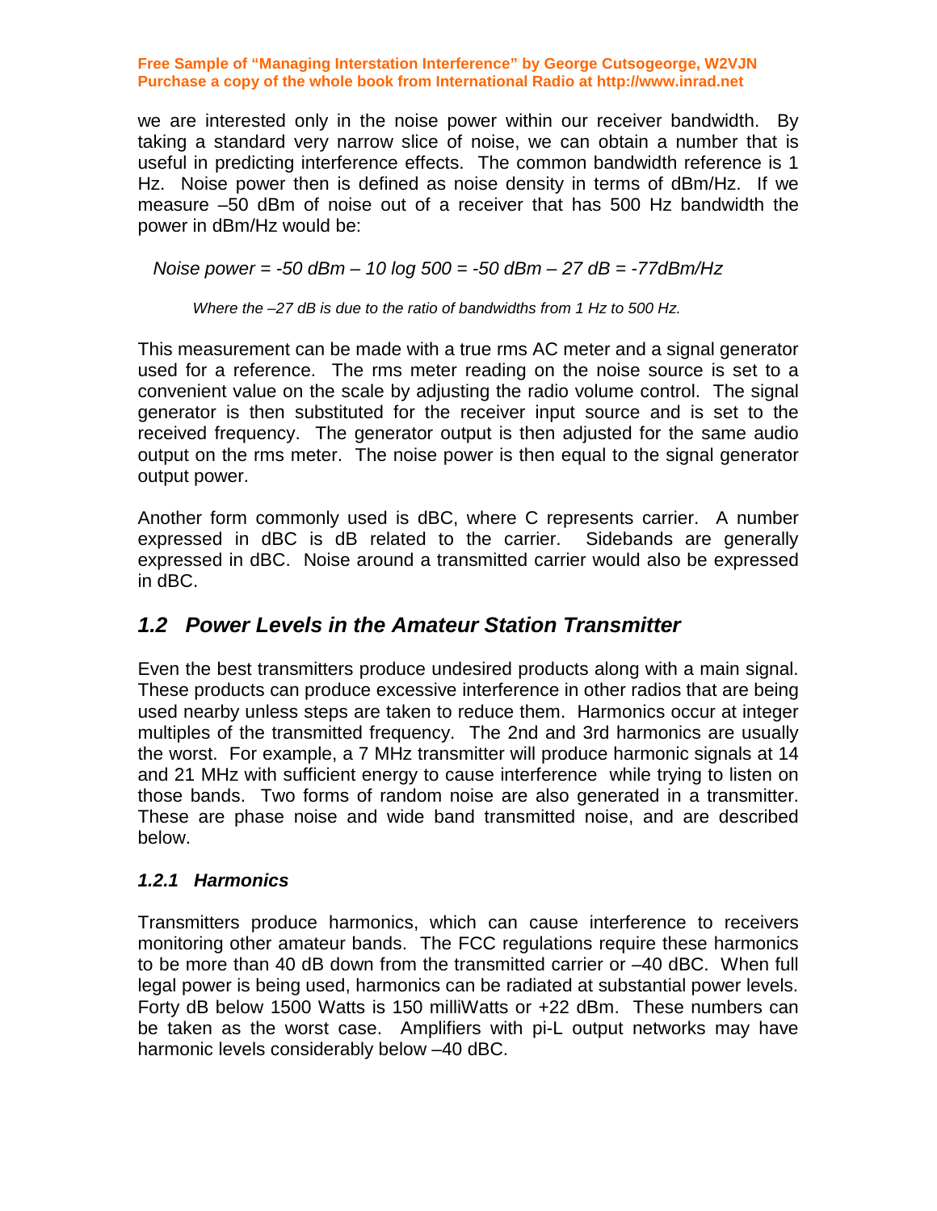we are interested only in the noise power within our receiver bandwidth. By taking a standard very narrow slice of noise, we can obtain a number that is useful in predicting interference effects. The common bandwidth reference is 1 Hz. Noise power then is defined as noise density in terms of dBm/Hz. If we measure –50 dBm of noise out of a receiver that has 500 Hz bandwidth the power in dBm/Hz would be:

*Noise power = -50 dBm – 10 log 500 = -50 dBm – 27 dB = -77dBm/Hz*

*Where the –27 dB is due to the ratio of bandwidths from 1 Hz to 500 Hz.*

This measurement can be made with a true rms AC meter and a signal generator used for a reference. The rms meter reading on the noise source is set to a convenient value on the scale by adjusting the radio volume control. The signal generator is then substituted for the receiver input source and is set to the received frequency. The generator output is then adjusted for the same audio output on the rms meter. The noise power is then equal to the signal generator output power.

Another form commonly used is dBC, where C represents carrier. A number expressed in dBC is dB related to the carrier. Sidebands are generally expressed in dBC. Noise around a transmitted carrier would also be expressed in dBC.

## 1.2 Power Levels in the Amateur Station Transmitter

Even the best transmitters produce undesired products along with a main signal. These products can produce excessive interference in other radios that are being used nearby unless steps are taken to reduce them. Harmonics occur at integer multiples of the transmitted frequency. The 2nd and 3rd harmonics are usually the worst. For example, a 7 MHz transmitter will produce harmonic signals at 14 and 21 MHz with sufficient energy to cause interference while trying to listen on those bands. Two forms of random noise are also generated in a transmitter. These are phase noise and wide band transmitted noise, and are described below.

### 1.2.1 Harmonics

Transmitters produce harmonics, which can cause interference to receivers monitoring other amateur bands. The FCC regulations require these harmonics to be more than 40 dB down from the transmitted carrier or –40 dBC. When full legal power is being used, harmonics can be radiated at substantial power levels. Forty dB below 1500 Watts is 150 milliWatts or +22 dBm. These numbers can be taken as the worst case. Amplifiers with pi-L output networks may have harmonic levels considerably below –40 dBC.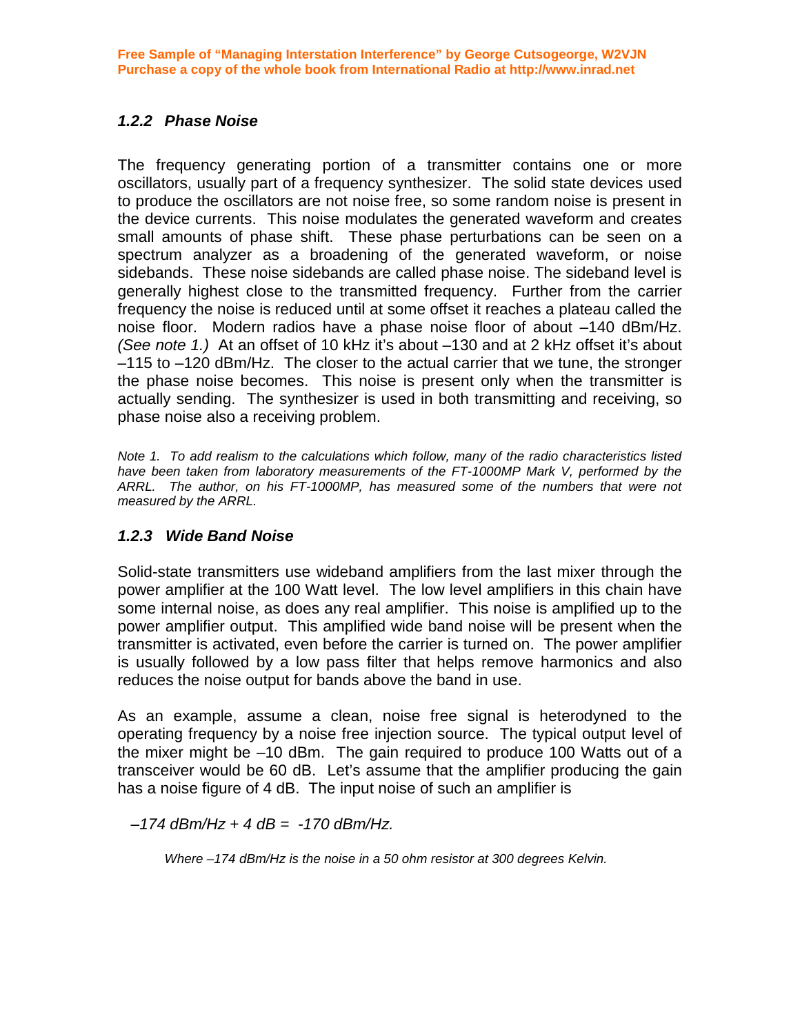### *1.2.2 Phase Noise*

The frequency generating portion of a transmitter contains one or more oscillators, usually part of a frequency synthesizer. The solid state devices used to produce the oscillators are not noise free, so some random noise is present in the device currents. This noise modulates the generated waveform and creates small amounts of phase shift. These phase perturbations can be seen on a spectrum analyzer as a broadening of the generated waveform, or noise sidebands. These noise sidebands are called phase noise. The sideband level is generally highest close to the transmitted frequency. Further from the carrier frequency the noise is reduced until at some offset it reaches a plateau called the noise floor. Modern radios have a phase noise floor of about –140 dBm/Hz. *(See note 1.)* At an offset of 10 kHz it's about –130 and at 2 kHz offset it's about –115 to –120 dBm/Hz. The closer to the actual carrier that we tune, the stronger the phase noise becomes. This noise is present only when the transmitter is actually sending. The synthesizer is used in both transmitting and receiving, so phase noise also a receiving problem.

*Note 1. To add realism to the calculations which follow, many of the radio characteristics listed have been taken from laboratory measurements of the FT-1000MP Mark V, performed by the ARRL. The author, on his FT-1000MP, has measured some of the numbers that were not measured by the ARRL.*

### *1.2.3 Wide Band Noise*

Solid-state transmitters use wideband amplifiers from the last mixer through the power amplifier at the 100 Watt level. The low level amplifiers in this chain have some internal noise, as does any real amplifier. This noise is amplified up to the power amplifier output. This amplified wide band noise will be present when the transmitter is activated, even before the carrier is turned on. The power amplifier is usually followed by a low pass filter that helps remove harmonics and also reduces the noise output for bands above the band in use.

As an example, assume a clean, noise free signal is heterodyned to the operating frequency by a noise free injection source. The typical output level of the mixer might be –10 dBm. The gain required to produce 100 Watts out of a transceiver would be 60 dB. Let's assume that the amplifier producing the gain has a noise figure of 4 dB. The input noise of such an amplifier is

*–174 dBm/Hz + 4 dB = -170 dBm/Hz.*

*Where –174 dBm/Hz is the noise in a 50 ohm resistor at 300 degrees Kelvin.*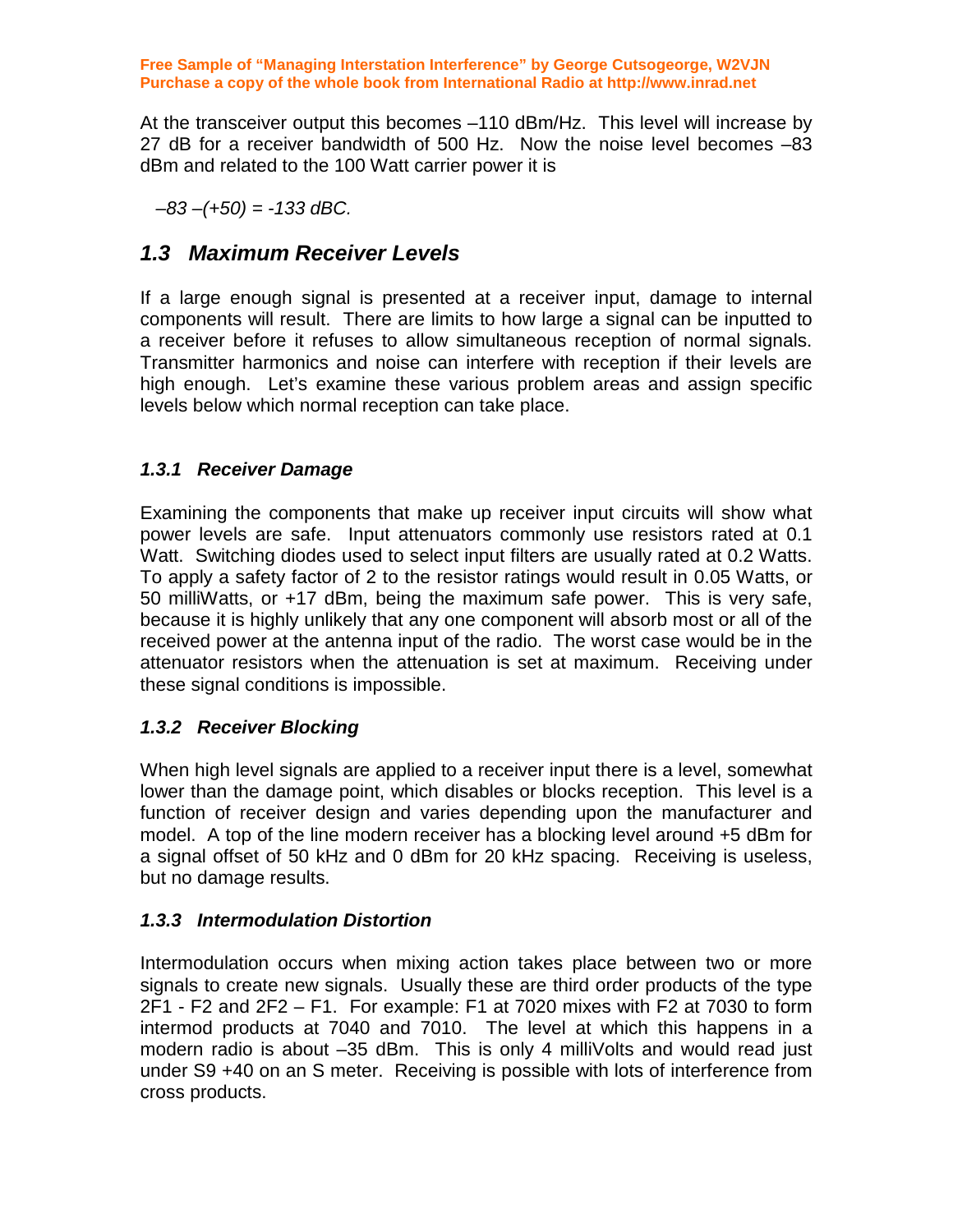At the transceiver output this becomes –110 dBm/Hz. This level will increase by 27 dB for a receiver bandwidth of 500 Hz. Now the noise level becomes –83 dBm and related to the 100 Watt carrier power it is

*–83 –(+50) = -133 dBC.*

## *1.3 Maximum Receiver Levels*

If a large enough signal is presented at a receiver input, damage to internal components will result. There are limits to how large a signal can be inputted to a receiver before it refuses to allow simultaneous reception of normal signals. Transmitter harmonics and noise can interfere with reception if their levels are high enough. Let's examine these various problem areas and assign specific levels below which normal reception can take place.

### *1.3.1 Receiver Damage*

Examining the components that make up receiver input circuits will show what power levels are safe. Input attenuators commonly use resistors rated at 0.1 Watt. Switching diodes used to select input filters are usually rated at 0.2 Watts. To apply a safety factor of 2 to the resistor ratings would result in 0.05 Watts, or 50 milliWatts, or +17 dBm, being the maximum safe power. This is very safe, because it is highly unlikely that any one component will absorb most or all of the received power at the antenna input of the radio. The worst case would be in the attenuator resistors when the attenuation is set at maximum. Receiving under these signal conditions is impossible.

### *1.3.2 Receiver Blocking*

When high level signals are applied to a receiver input there is a level, somewhat lower than the damage point, which disables or blocks reception. This level is a function of receiver design and varies depending upon the manufacturer and model. A top of the line modern receiver has a blocking level around +5 dBm for a signal offset of 50 kHz and 0 dBm for 20 kHz spacing. Receiving is useless, but no damage results.

### *1.3.3 Intermodulation Distortion*

Intermodulation occurs when mixing action takes place between two or more signals to create new signals. Usually these are third order products of the type 2F1 - F2 and 2F2 – F1. For example: F1 at 7020 mixes with F2 at 7030 to form intermod products at 7040 and 7010. The level at which this happens in a modern radio is about –35 dBm. This is only 4 milliVolts and would read just under S9 +40 on an S meter. Receiving is possible with lots of interference from cross products.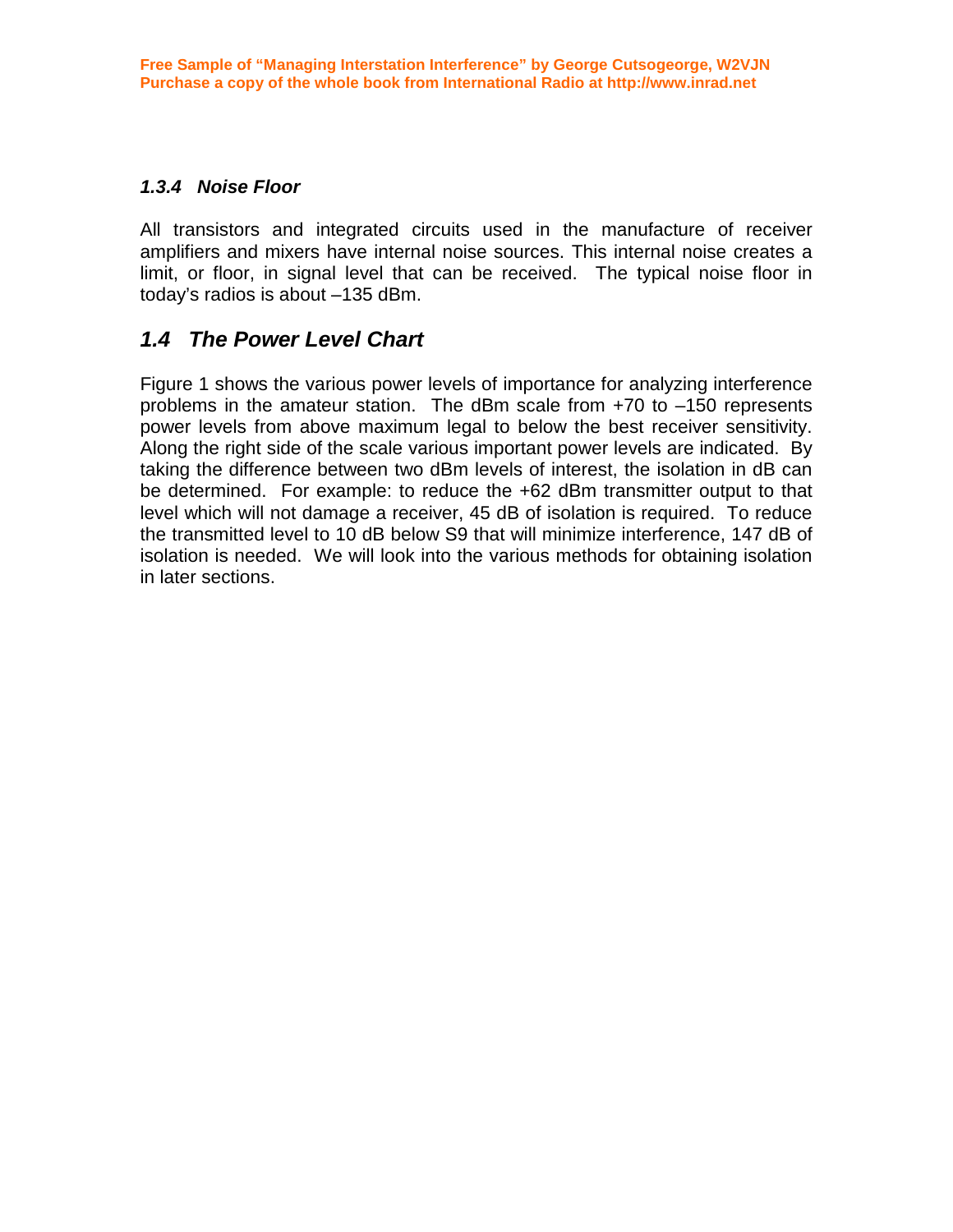### *1.3.4 Noise Floor*

All transistors and integrated circuits used in the manufacture of receiver amplifiers and mixers have internal noise sources. This internal noise creates a limit, or floor, in signal level that can be received. The typical noise floor in today's radios is about –135 dBm.

## *1.4 The Power Level Chart*

Figure 1 shows the various power levels of importance for analyzing interference problems in the amateur station. The dBm scale from +70 to –150 represents power levels from above maximum legal to below the best receiver sensitivity. Along the right side of the scale various important power levels are indicated. By taking the difference between two dBm levels of interest, the isolation in dB can be determined. For example: to reduce the +62 dBm transmitter output to that level which will not damage a receiver, 45 dB of isolation is required. To reduce the transmitted level to 10 dB below S9 that will minimize interference, 147 dB of isolation is needed. We will look into the various methods for obtaining isolation in later sections.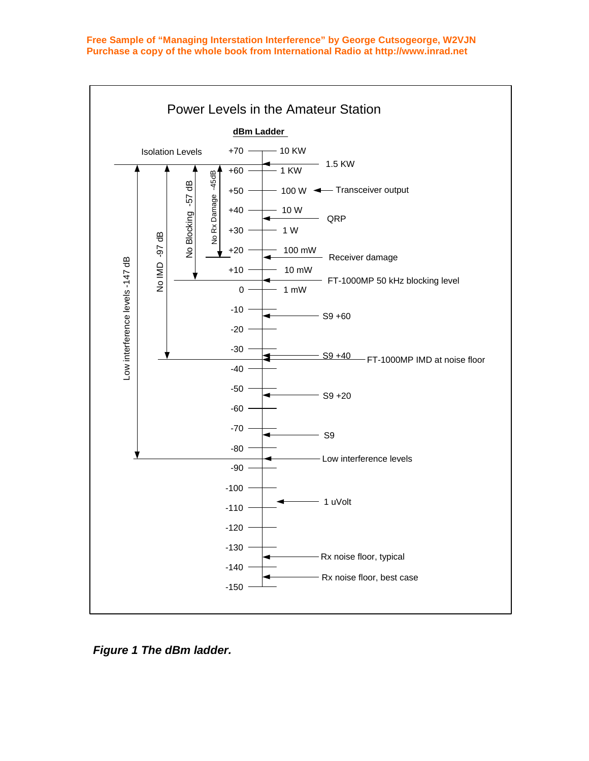Free Sample of “Managing Interstation Interference” by George Cutsogeorge, W2VJN
Purchase a copy of the whole book from International Radio at http://www.inrad.net

Power Levels in the Amateur Station

dBm Ladder

Isolation Levels

+70 10 KW
1.5 KW
+60 1 KW
+50 100 W
Transceiver output
+40 10 W
QRP
+30 1 W
+20 100 mW
Receiver damage
+10 10 mW
FT-1000MP 50 kHz blocking level
0 1 mW
-10
S9 +60
-20
-30
S9 +40
FT-1000MP IMD at noise floor
-40
-50
S9 +20
-60
-70
S9
-80
Low interference levels
-90
-100
1 uVolt
-110
-120
-130
Rx noise floor, typical
-140
Rx noise floor, best case
-150

Low interference levels -147 dB
No IMD -97 dB
No Blocking -57 dB
No Rx Damage -45dB

*Figure 1 The dBm ladder.*